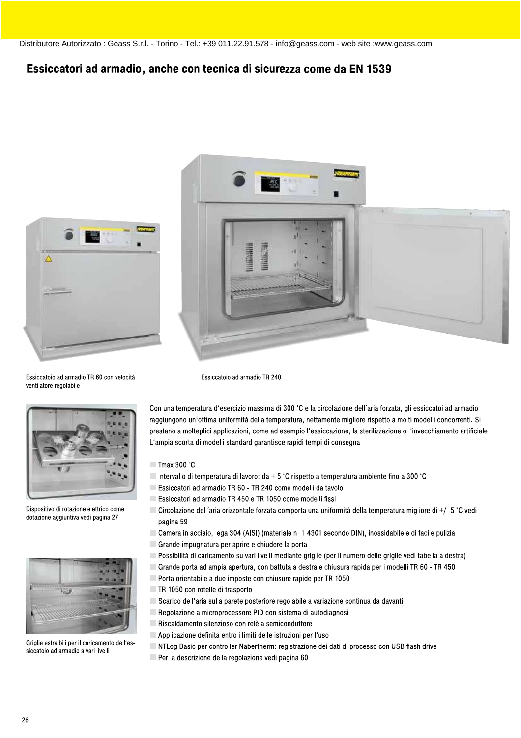Distributore Autorizzato : Geass S.r.l. - Torino - Tel.: +39 011.22.91.578 - info@geass.com - web site :www.geass.com

# Essiccatori ad armadio, anche con tecnica di sicurezza come da EN 1539

Essiccatoio ad armadio TR 60 con velocità ventilatore regolabile

Essiccatoio ad armadio TR 240

Dispositivo di rotazione elettrico come dotazione aggiuntiva vedi pagina 27

Griglie estraibili per il caricamento dell'essiccatoio ad armadio a vari livelli

Con una temperatura d'esercizio massima di 300 °C e la circolazione dell'aria forzata, gli essiccatoi ad armadio raggiungono un'ottima uniformità della temperatura, nettamente migliore rispetto a molti modelli concorrenti. Si prestano a molteplici applicazioni, come ad esempio l'essiccazione, la sterilizzazione o l'invecchiamento artificiale. L'ampia scorta di modelli standard garantisce rapidi tempi di consegna.

- Tmax 300 °C
- Intervallo di temperatura di lavoro: da + 5 °C rispetto a temperatura ambiente fino a 300 °C
- Essiccatori ad armadio TR 60 - TR 240 come modelli da tavolo
- Essiccatori ad armadio TR 450 e TR 1050 come modelli fissi
- Circolazione dell´aria orizzontale forzata comporta una uniformità della temperatura migliore di +/- 5 °C vedi pagina 59
- Camera in acciaio, lega 304 (AISI) (materiale n. 1.4301 secondo DIN), inossidabile e di facile pulizia
- Grande impugnatura per aprire e chiudere la porta
- Possibilità di caricamento su vari livelli mediante griglie (per il numero delle griglie vedi tabella a destra)
- Grande porta ad ampia apertura, con battuta a destra e chiusura rapida per i modelli TR 60 - TR 450
- Porta orientabile a due imposte con chiusure rapide per TR 1050
- TR 1050 con rotelle di trasporto
- Scarico dell'aria sulla parete posteriore regolabile a variazione continua da davanti
- Regolazione a microprocessore PID con sistema di autodiagnosi
- Riscaldamento silenzioso con relè a semiconduttore
- Applicazione definita entro i limiti delle istruzioni per l'uso
- NTLog Basic per controller Nabertherm: registrazione dei dati di processo con USB flash drive
- Per la descrizione della regolazione vedi pagina 60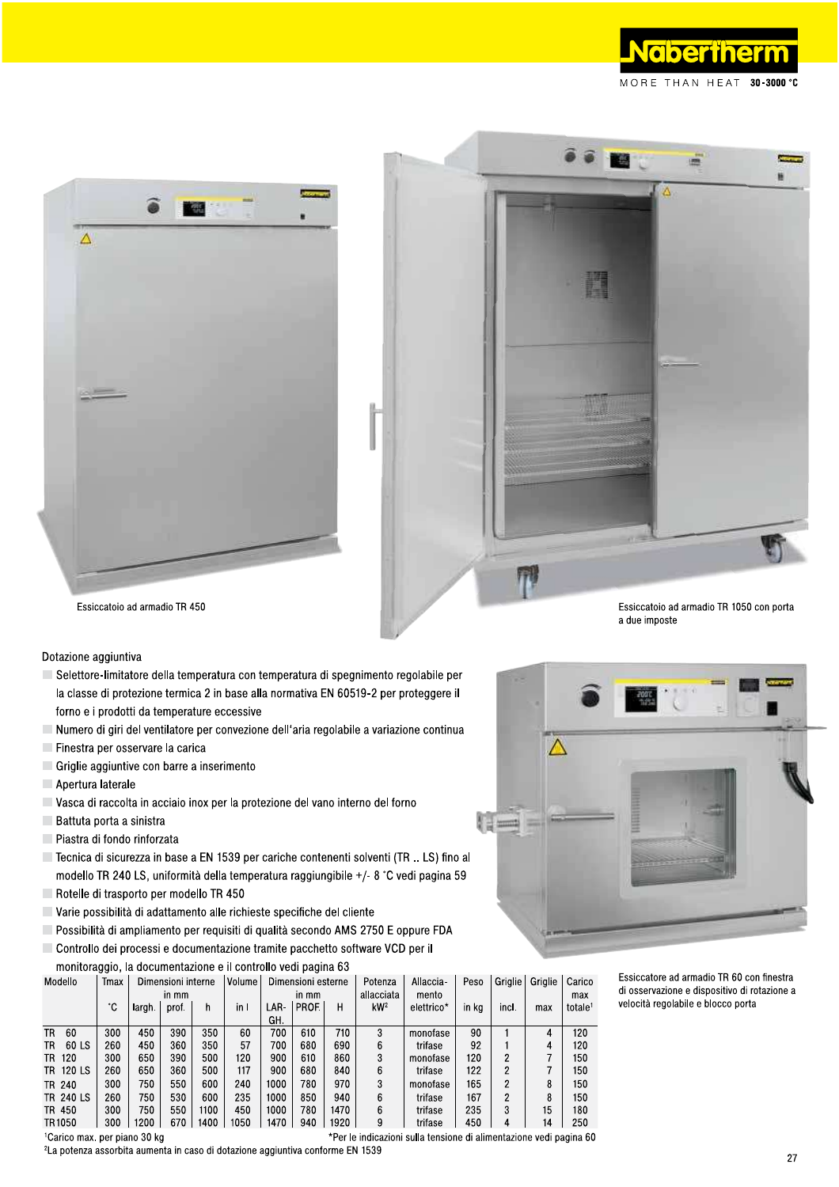Essiccatoio ad armadio TR 450

Essiccatoio ad armadio TR 1050 con porta a due imposte

Dotazione aggiuntiva

- Selettore-limitatore della temperatura con temperatura di spegnimento regolabile per la classe di protezione termica 2 in base alla normativa EN 60519-2 per proteggere il forno e i prodotti da temperature eccessive
- Numero di giri del ventilatore per convezione dell'aria regolabile a variazione continua
- Finestra per osservare la carica
- Griglie aggiuntive con barre a inserimento
- Apertura laterale
- Vasca di raccolta in acciaio inox per la protezione del vano interno del forno
- Battuta porta a sinistra
- Piastra di fondo rinforzata
- Tecnica di sicurezza in base a EN 1539 per cariche contenenti solventi (TR .. LS) fino al modello TR 240 LS, uniformità della temperatura raggiungibile +/- 8 °C vedi pagina 59
- Rotelle di trasporto per modello TR 450
- Varie possibilità di adattamento alle richieste specifiche del cliente
- Possibilità di ampliamento per requisiti di qualità secondo AMS 2750 E oppure FDA
- Controllo dei processi e documentazione tramite pacchetto software VCD per il monitoraggio, la documentazione e il controllo vedi pagina 63

Essiccatore ad armadio TR 60 con finestra di osservazione e dispositivo di rotazione a velocità regolabile e blocco porta

| Modello | Tmax | Dimensioni interne in mm | | | Volume | Dimensioni esterne in mm | | | Potenza allacciata | Allaccia-mento | Peso | Griglie | Griglie | Carico max |
|---|---|---|---|---|---|---|---|---|---|---|---|---|---|---|
| | °C | largh. | prof. | h | in l | LAR-GH. | PROF. | H | kW[2] | elettrico* | in kg | incl. | max | totale[1] |
| TR 60 | 300 | 450 | 390 | 350 | 60 | 700 | 610 | 710 | 3 | monofase | 90 | 1 | 4 | 120 |
| TR 60 LS | 260 | 450 | 360 | 350 | 57 | 700 | 680 | 690 | 6 | trifase | 92 | 1 | 4 | 120 |
| TR 120 | 300 | 650 | 390 | 500 | 120 | 900 | 610 | 860 | 3 | monofase | 120 | 2 | 7 | 150 |
| TR 120 LS | 260 | 650 | 360 | 500 | 117 | 900 | 680 | 840 | 6 | trifase | 122 | 2 | 7 | 150 |
| TR 240 | 300 | 750 | 550 | 600 | 240 | 1000 | 780 | 970 | 3 | monofase | 165 | 2 | 8 | 150 |
| TR 240 LS | 260 | 750 | 530 | 600 | 235 | 1000 | 850 | 940 | 6 | trifase | 167 | 2 | 8 | 150 |
| TR 450 | 300 | 750 | 550 | 1100 | 450 | 1000 | 780 | 1470 | 6 | trifase | 235 | 3 | 15 | 180 |
| TR1050 | 300 | 1200 | 670 | 1400 | 1050 | 1470 | 940 | 1920 | 9 | trifase | 450 | 4 | 14 | 250 |

[1]Carico max. per piano 30 kg

[2]La potenza assorbita aumenta in caso di dotazione aggiuntiva conforme EN 1539

*Per le indicazioni sulla tensione di alimentazione vedi pagina 60